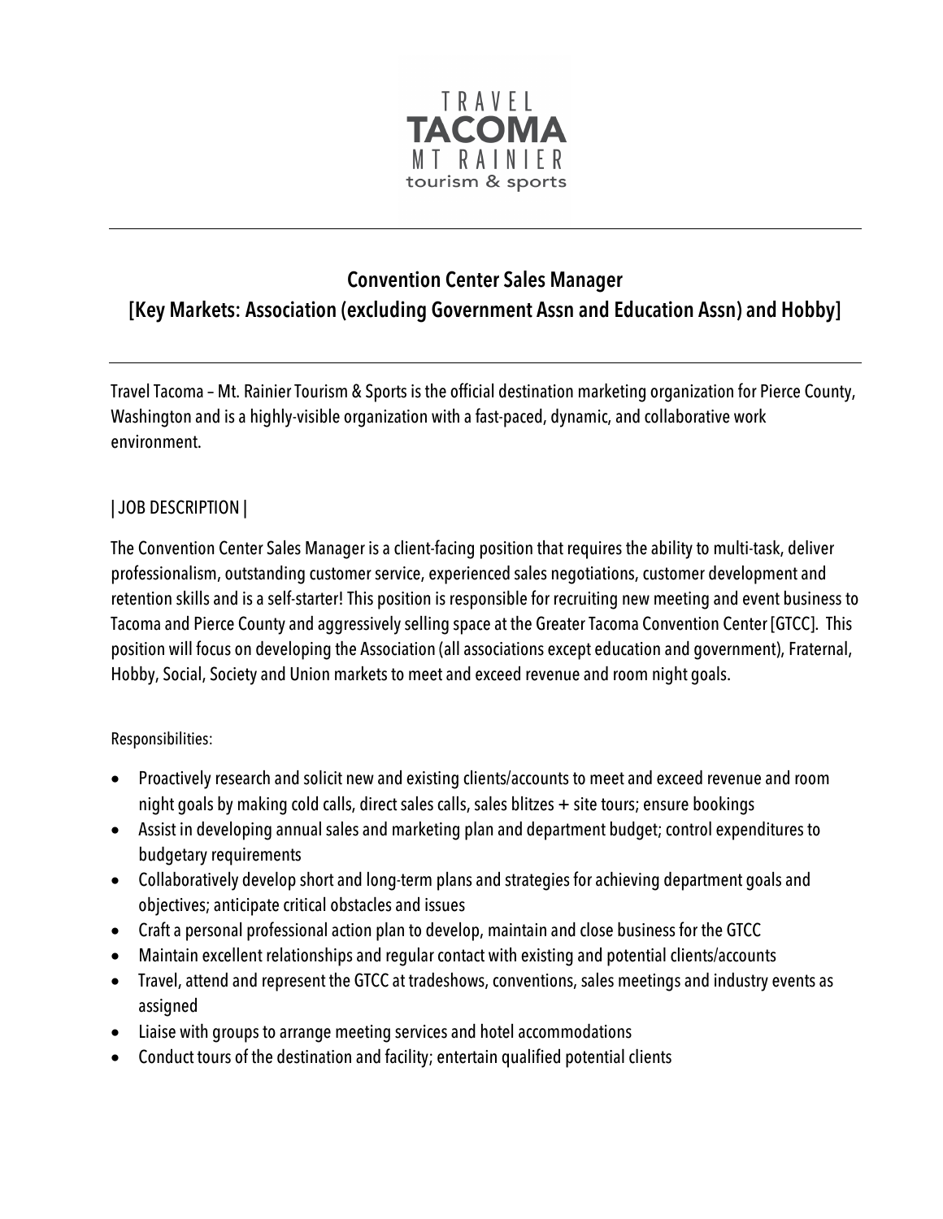TRAVEL
**TACOMA**
MT RAINIER
tourism & sports

---

## Convention Center Sales Manager
## [Key Markets: Association (excluding Government Assn and Education Assn) and Hobby]

---

Travel Tacoma – Mt. Rainier Tourism & Sports is the official destination marketing organization for Pierce County, Washington and is a highly-visible organization with a fast-paced, dynamic, and collaborative work environment.

| JOB DESCRIPTION |

The Convention Center Sales Manager is a client-facing position that requires the ability to multi-task, deliver professionalism, outstanding customer service, experienced sales negotiations, customer development and retention skills and is a self-starter! This position is responsible for recruiting new meeting and event business to Tacoma and Pierce County and aggressively selling space at the Greater Tacoma Convention Center [GTCC]. This position will focus on developing the Association (all associations except education and government), Fraternal, Hobby, Social, Society and Union markets to meet and exceed revenue and room night goals.

Responsibilities:

- Proactively research and solicit new and existing clients/accounts to meet and exceed revenue and room night goals by making cold calls, direct sales calls, sales blitzes + site tours; ensure bookings
- Assist in developing annual sales and marketing plan and department budget; control expenditures to budgetary requirements
- Collaboratively develop short and long-term plans and strategies for achieving department goals and objectives; anticipate critical obstacles and issues
- Craft a personal professional action plan to develop, maintain and close business for the GTCC
- Maintain excellent relationships and regular contact with existing and potential clients/accounts
- Travel, attend and represent the GTCC at tradeshows, conventions, sales meetings and industry events as assigned
- Liaise with groups to arrange meeting services and hotel accommodations
- Conduct tours of the destination and facility; entertain qualified potential clients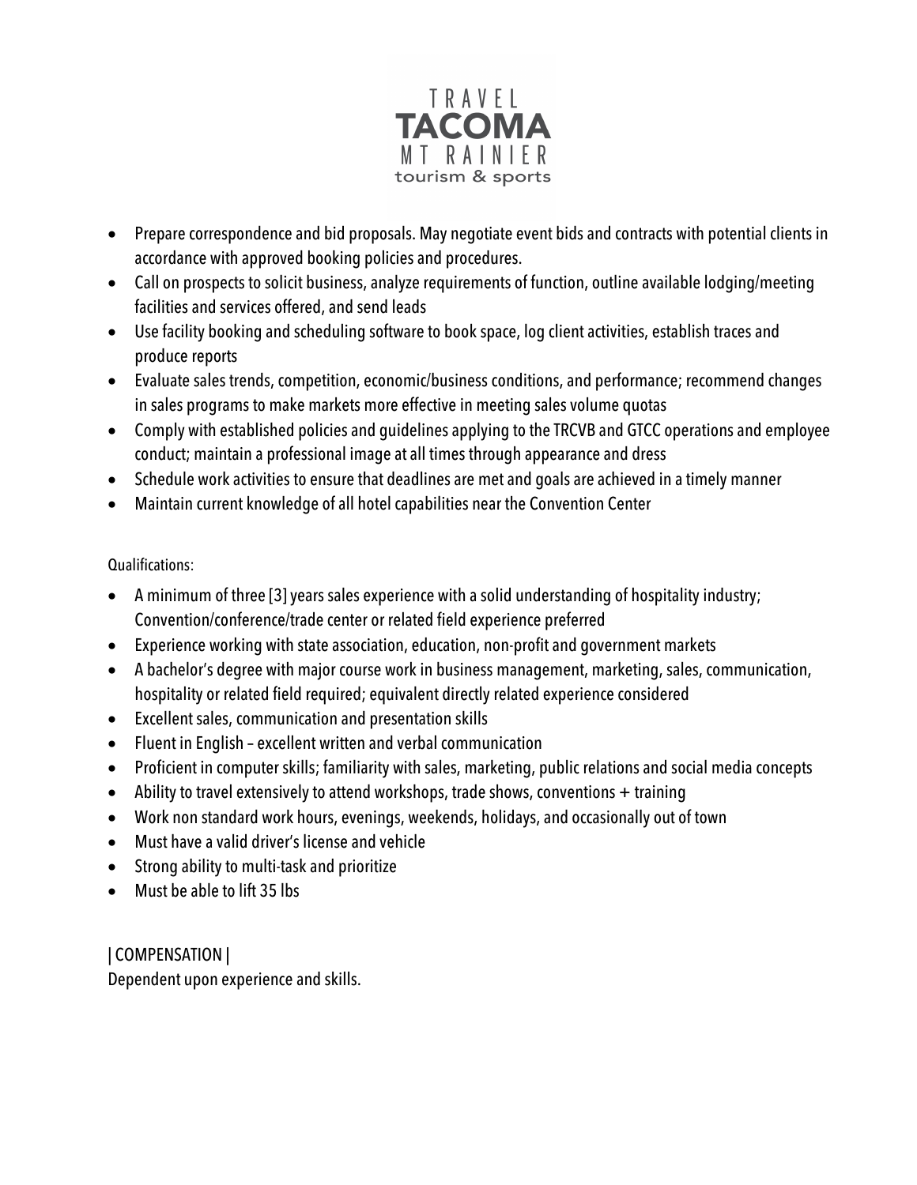- Prepare correspondence and bid proposals. May negotiate event bids and contracts with potential clients in accordance with approved booking policies and procedures.
- Call on prospects to solicit business, analyze requirements of function, outline available lodging/meeting facilities and services offered, and send leads
- Use facility booking and scheduling software to book space, log client activities, establish traces and produce reports
- Evaluate sales trends, competition, economic/business conditions, and performance; recommend changes in sales programs to make markets more effective in meeting sales volume quotas
- Comply with established policies and guidelines applying to the TRCVB and GTCC operations and employee conduct; maintain a professional image at all times through appearance and dress
- Schedule work activities to ensure that deadlines are met and goals are achieved in a timely manner
- Maintain current knowledge of all hotel capabilities near the Convention Center

Qualifications:

- A minimum of three [3] years sales experience with a solid understanding of hospitality industry; Convention/conference/trade center or related field experience preferred
- Experience working with state association, education, non-profit and government markets
- A bachelor's degree with major course work in business management, marketing, sales, communication, hospitality or related field required; equivalent directly related experience considered
- Excellent sales, communication and presentation skills
- Fluent in English – excellent written and verbal communication
- Proficient in computer skills; familiarity with sales, marketing, public relations and social media concepts
- Ability to travel extensively to attend workshops, trade shows, conventions + training
- Work non standard work hours, evenings, weekends, holidays, and occasionally out of town
- Must have a valid driver's license and vehicle
- Strong ability to multi-task and prioritize
- Must be able to lift 35 lbs

| COMPENSATION |

Dependent upon experience and skills.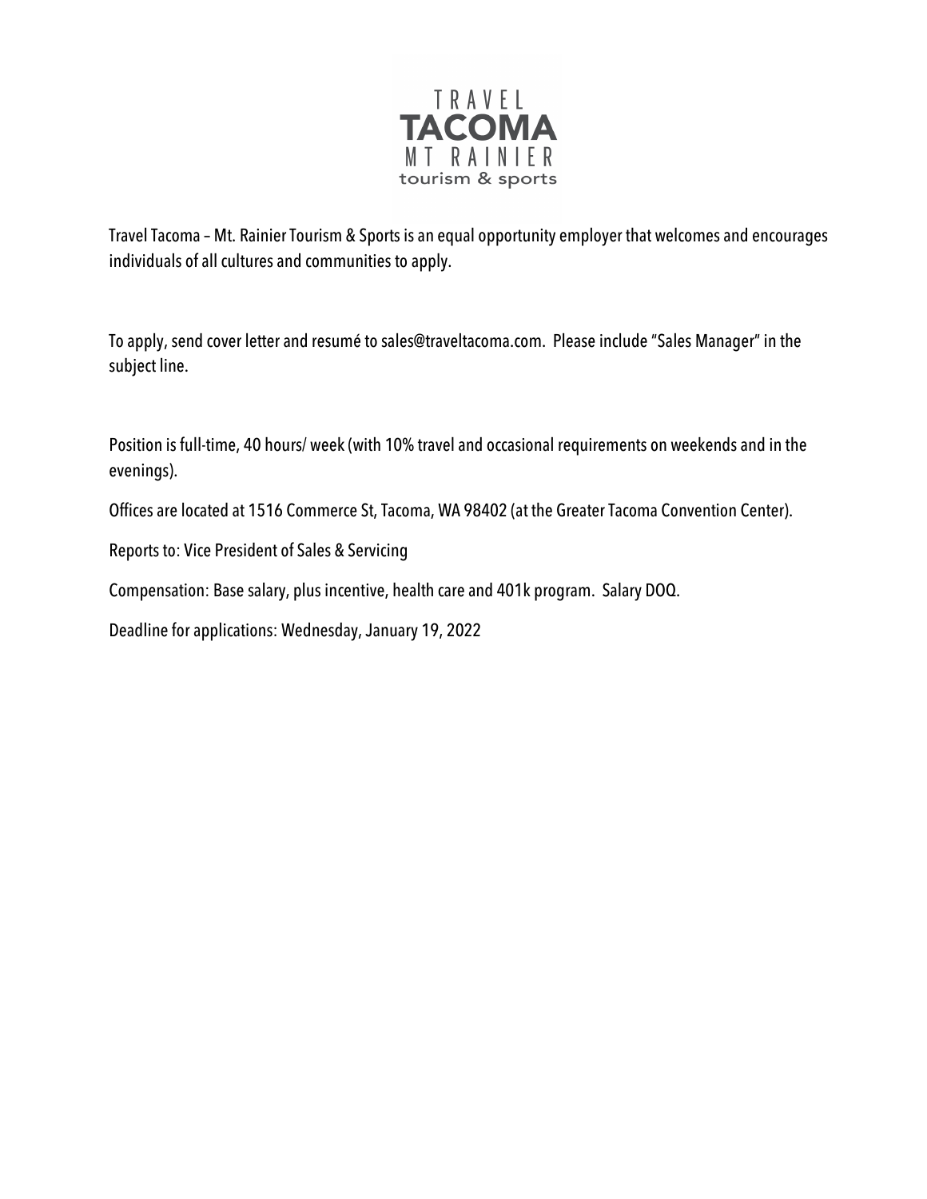TRAVEL
TACOMA
MT RAINIER
tourism & sports

Travel Tacoma – Mt. Rainier Tourism & Sports is an equal opportunity employer that welcomes and encourages individuals of all cultures and communities to apply.

To apply, send cover letter and resumé to sales@traveltacoma.com. Please include "Sales Manager" in the subject line.

Position is full-time, 40 hours/ week (with 10% travel and occasional requirements on weekends and in the evenings).

Offices are located at 1516 Commerce St, Tacoma, WA 98402 (at the Greater Tacoma Convention Center).

Reports to: Vice President of Sales & Servicing

Compensation: Base salary, plus incentive, health care and 401k program. Salary DOQ.

Deadline for applications: Wednesday, January 19, 2022